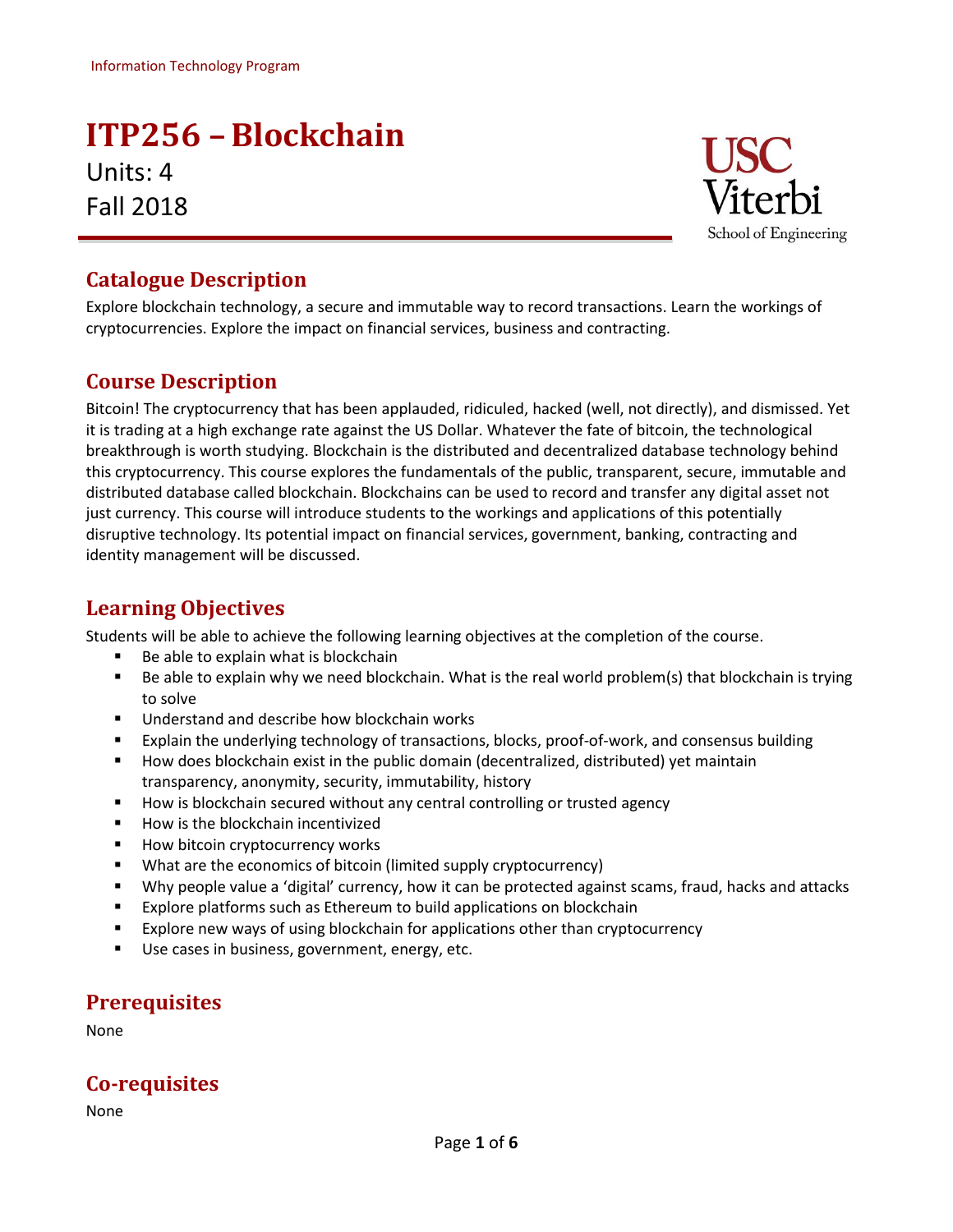Information Technology Program

# ITP256 – Blockchain

Units: 4

Fall 2018

USC Viterbi School of Engineering

## Catalogue Description

Explore blockchain technology, a secure and immutable way to record transactions. Learn the workings of cryptocurrencies. Explore the impact on financial services, business and contracting.

## Course Description

Bitcoin! The cryptocurrency that has been applauded, ridiculed, hacked (well, not directly), and dismissed. Yet it is trading at a high exchange rate against the US Dollar. Whatever the fate of bitcoin, the technological breakthrough is worth studying. Blockchain is the distributed and decentralized database technology behind this cryptocurrency. This course explores the fundamentals of the public, transparent, secure, immutable and distributed database called blockchain. Blockchains can be used to record and transfer any digital asset not just currency. This course will introduce students to the workings and applications of this potentially disruptive technology. Its potential impact on financial services, government, banking, contracting and identity management will be discussed.

## Learning Objectives

Students will be able to achieve the following learning objectives at the completion of the course.

- Be able to explain what is blockchain
- Be able to explain why we need blockchain. What is the real world problem(s) that blockchain is trying to solve
- Understand and describe how blockchain works
- Explain the underlying technology of transactions, blocks, proof-of-work, and consensus building
- How does blockchain exist in the public domain (decentralized, distributed) yet maintain transparency, anonymity, security, immutability, history
- How is blockchain secured without any central controlling or trusted agency
- How is the blockchain incentivized
- How bitcoin cryptocurrency works
- What are the economics of bitcoin (limited supply cryptocurrency)
- Why people value a 'digital' currency, how it can be protected against scams, fraud, hacks and attacks
- Explore platforms such as Ethereum to build applications on blockchain
- Explore new ways of using blockchain for applications other than cryptocurrency
- Use cases in business, government, energy, etc.

## Prerequisites

None

## Co-requisites

None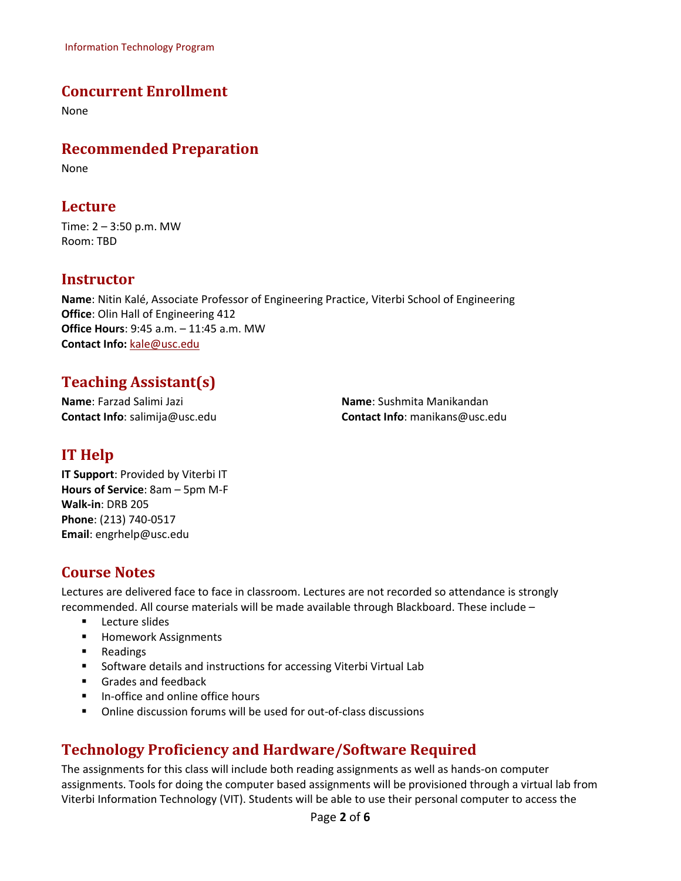## Concurrent Enrollment

None

## Recommended Preparation

None

## Lecture

Time: 2 – 3:50 p.m. MW
Room: TBD

## Instructor

**Name**: Nitin Kalé, Associate Professor of Engineering Practice, Viterbi School of Engineering
**Office**: Olin Hall of Engineering 412
**Office Hours**: 9:45 a.m. – 11:45 a.m. MW
**Contact Info:** kale@usc.edu

## Teaching Assistant(s)

**Name**: Farzad Salimi Jazi
**Contact Info**: salimija@usc.edu

**Name**: Sushmita Manikandan
**Contact Info**: manikans@usc.edu

## IT Help

**IT Support**: Provided by Viterbi IT
**Hours of Service**: 8am – 5pm M-F
**Walk-in**: DRB 205
**Phone**: (213) 740-0517
**Email**: engrhelp@usc.edu

## Course Notes

Lectures are delivered face to face in classroom. Lectures are not recorded so attendance is strongly recommended. All course materials will be made available through Blackboard. These include –

- Lecture slides
- Homework Assignments
- Readings
- Software details and instructions for accessing Viterbi Virtual Lab
- Grades and feedback
- In-office and online office hours
- Online discussion forums will be used for out-of-class discussions

## Technology Proficiency and Hardware/Software Required

The assignments for this class will include both reading assignments as well as hands-on computer assignments. Tools for doing the computer based assignments will be provisioned through a virtual lab from Viterbi Information Technology (VIT). Students will be able to use their personal computer to access the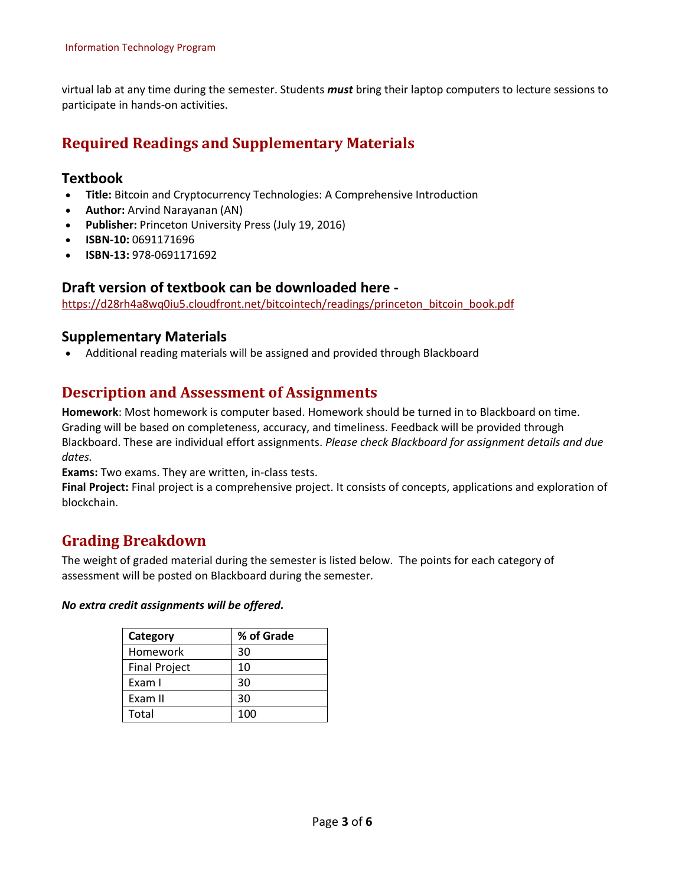virtual lab at any time during the semester. Students ***must*** bring their laptop computers to lecture sessions to participate in hands-on activities.

## Required Readings and Supplementary Materials

### Textbook

- **Title:** Bitcoin and Cryptocurrency Technologies: A Comprehensive Introduction
- **Author:** Arvind Narayanan (AN)
- **Publisher:** Princeton University Press (July 19, 2016)
- **ISBN-10:** 0691171696
- **ISBN-13:** 978-0691171692

### Draft version of textbook can be downloaded here -

https://d28rh4a8wq0iu5.cloudfront.net/bitcointech/readings/princeton_bitcoin_book.pdf

### Supplementary Materials

- Additional reading materials will be assigned and provided through Blackboard

## Description and Assessment of Assignments

**Homework**: Most homework is computer based. Homework should be turned in to Blackboard on time. Grading will be based on completeness, accuracy, and timeliness. Feedback will be provided through Blackboard. These are individual effort assignments. *Please check Blackboard for assignment details and due dates.*

**Exams:** Two exams. They are written, in-class tests.

**Final Project:** Final project is a comprehensive project. It consists of concepts, applications and exploration of blockchain.

## Grading Breakdown

The weight of graded material during the semester is listed below. The points for each category of assessment will be posted on Blackboard during the semester.

***No extra credit assignments will be offered.***

| Category | % of Grade |
|---|---|
| Homework | 30 |
| Final Project | 10 |
| Exam I | 30 |
| Exam II | 30 |
| Total | 100 |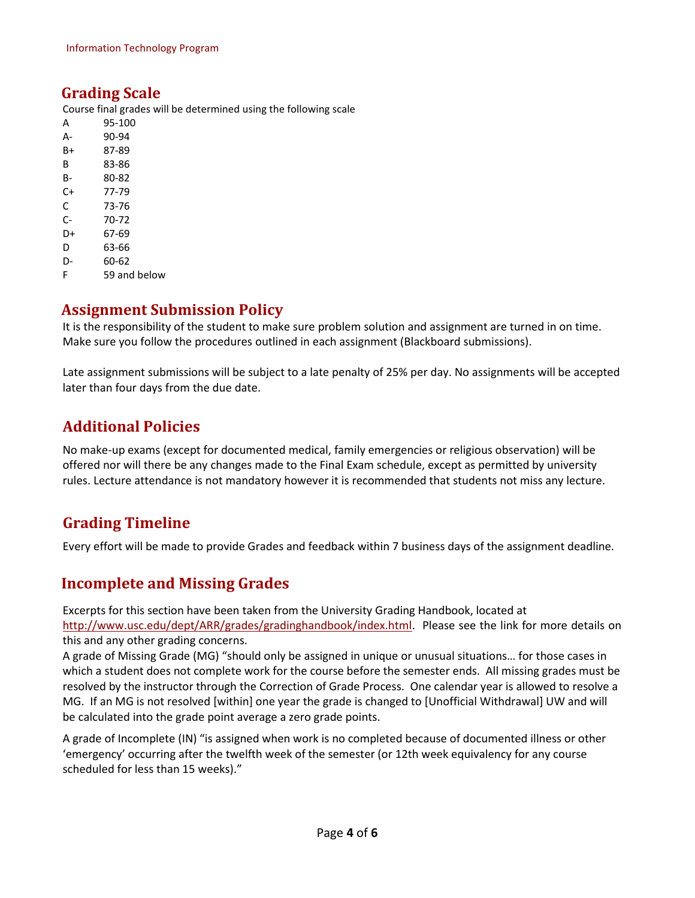## Grading Scale

Course final grades will be determined using the following scale

| Grade | Range |
|---|---|
| A | 95-100 |
| A- | 90-94 |
| B+ | 87-89 |
| B | 83-86 |
| B- | 80-82 |
| C+ | 77-79 |
| C | 73-76 |
| C- | 70-72 |
| D+ | 67-69 |
| D | 63-66 |
| D- | 60-62 |
| F | 59 and below |

## Assignment Submission Policy

It is the responsibility of the student to make sure problem solution and assignment are turned in on time. Make sure you follow the procedures outlined in each assignment (Blackboard submissions).

Late assignment submissions will be subject to a late penalty of 25% per day. No assignments will be accepted later than four days from the due date.

## Additional Policies

No make-up exams (except for documented medical, family emergencies or religious observation) will be offered nor will there be any changes made to the Final Exam schedule, except as permitted by university rules. Lecture attendance is not mandatory however it is recommended that students not miss any lecture.

## Grading Timeline

Every effort will be made to provide Grades and feedback within 7 business days of the assignment deadline.

## Incomplete and Missing Grades

Excerpts for this section have been taken from the University Grading Handbook, located at http://www.usc.edu/dept/ARR/grades/gradinghandbook/index.html. Please see the link for more details on this and any other grading concerns.

A grade of Missing Grade (MG) "should only be assigned in unique or unusual situations… for those cases in which a student does not complete work for the course before the semester ends. All missing grades must be resolved by the instructor through the Correction of Grade Process. One calendar year is allowed to resolve a MG. If an MG is not resolved [within] one year the grade is changed to [Unofficial Withdrawal] UW and will be calculated into the grade point average a zero grade points.

A grade of Incomplete (IN) "is assigned when work is no completed because of documented illness or other 'emergency' occurring after the twelfth week of the semester (or 12th week equivalency for any course scheduled for less than 15 weeks)."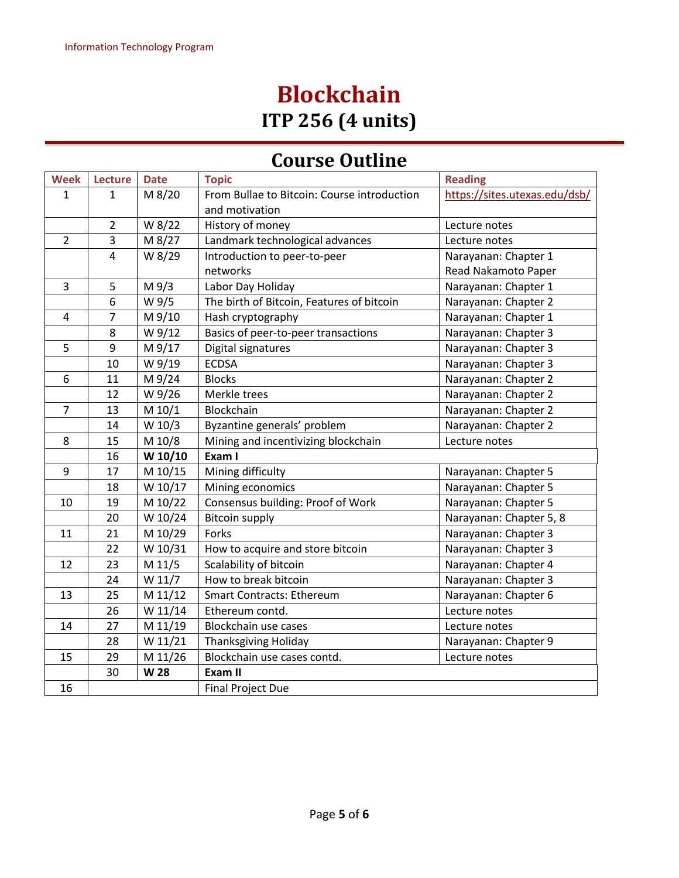# Blockchain

## ITP 256 (4 units)

## Course Outline

| Week | Lecture | Date | Topic | Reading |
|---|---|---|---|---|
| 1 | 1 | M 8/20 | From Bullae to Bitcoin: Course introduction and motivation | https://sites.utexas.edu/dsb/ |
| | 2 | W 8/22 | History of money | Lecture notes |
| 2 | 3 | M 8/27 | Landmark technological advances | Lecture notes |
| | 4 | W 8/29 | Introduction to peer-to-peer networks | Narayanan: Chapter 1<br>Read Nakamoto Paper |
| 3 | 5 | M 9/3 | Labor Day Holiday | Narayanan: Chapter 1 |
| | 6 | W 9/5 | The birth of Bitcoin, Features of bitcoin | Narayanan: Chapter 2 |
| 4 | 7 | M 9/10 | Hash cryptography | Narayanan: Chapter 1 |
| | 8 | W 9/12 | Basics of peer-to-peer transactions | Narayanan: Chapter 3 |
| 5 | 9 | M 9/17 | Digital signatures | Narayanan: Chapter 3 |
| | 10 | W 9/19 | ECDSA | Narayanan: Chapter 3 |
| 6 | 11 | M 9/24 | Blocks | Narayanan: Chapter 2 |
| | 12 | W 9/26 | Merkle trees | Narayanan: Chapter 2 |
| 7 | 13 | M 10/1 | Blockchain | Narayanan: Chapter 2 |
| | 14 | W 10/3 | Byzantine generals' problem | Narayanan: Chapter 2 |
| 8 | 15 | M 10/8 | Mining and incentivizing blockchain | Lecture notes |
| | 16 | **W 10/10** | **Exam I** | |
| 9 | 17 | M 10/15 | Mining difficulty | Narayanan: Chapter 5 |
| | 18 | W 10/17 | Mining economics | Narayanan: Chapter 5 |
| 10 | 19 | M 10/22 | Consensus building: Proof of Work | Narayanan: Chapter 5 |
| | 20 | W 10/24 | Bitcoin supply | Narayanan: Chapter 5, 8 |
| 11 | 21 | M 10/29 | Forks | Narayanan: Chapter 3 |
| | 22 | W 10/31 | How to acquire and store bitcoin | Narayanan: Chapter 3 |
| 12 | 23 | M 11/5 | Scalability of bitcoin | Narayanan: Chapter 4 |
| | 24 | W 11/7 | How to break bitcoin | Narayanan: Chapter 3 |
| 13 | 25 | M 11/12 | Smart Contracts: Ethereum | Narayanan: Chapter 6 |
| | 26 | W 11/14 | Ethereum contd. | Lecture notes |
| 14 | 27 | M 11/19 | Blockchain use cases | Lecture notes |
| | 28 | W 11/21 | Thanksgiving Holiday | Narayanan: Chapter 9 |
| 15 | 29 | M 11/26 | Blockchain use cases contd. | Lecture notes |
| | 30 | **W 28** | **Exam II** | |
| 16 | | | Final Project Due | |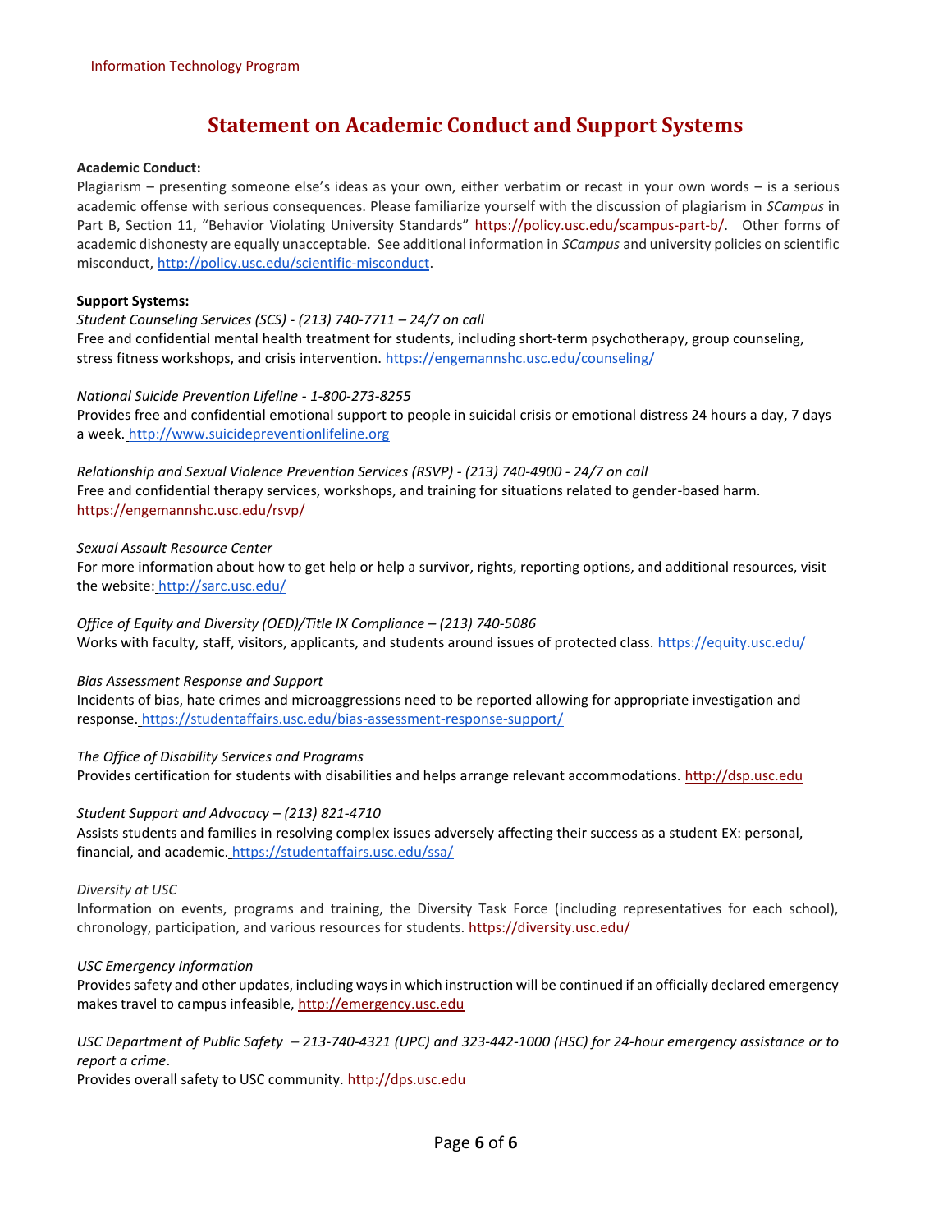# Statement on Academic Conduct and Support Systems

**Academic Conduct:**

Plagiarism – presenting someone else's ideas as your own, either verbatim or recast in your own words – is a serious academic offense with serious consequences. Please familiarize yourself with the discussion of plagiarism in *SCampus* in Part B, Section 11, "Behavior Violating University Standards" https://policy.usc.edu/scampus-part-b/. Other forms of academic dishonesty are equally unacceptable. See additional information in *SCampus* and university policies on scientific misconduct, http://policy.usc.edu/scientific-misconduct.

**Support Systems:**

*Student Counseling Services (SCS) - (213) 740-7711 – 24/7 on call*
Free and confidential mental health treatment for students, including short-term psychotherapy, group counseling, stress fitness workshops, and crisis intervention. https://engemannshc.usc.edu/counseling/

*National Suicide Prevention Lifeline - 1-800-273-8255*
Provides free and confidential emotional support to people in suicidal crisis or emotional distress 24 hours a day, 7 days a week. http://www.suicidepreventionlifeline.org

*Relationship and Sexual Violence Prevention Services (RSVP) - (213) 740-4900 - 24/7 on call*
Free and confidential therapy services, workshops, and training for situations related to gender-based harm. https://engemannshc.usc.edu/rsvp/

*Sexual Assault Resource Center*
For more information about how to get help or help a survivor, rights, reporting options, and additional resources, visit the website: http://sarc.usc.edu/

*Office of Equity and Diversity (OED)/Title IX Compliance – (213) 740-5086*
Works with faculty, staff, visitors, applicants, and students around issues of protected class. https://equity.usc.edu/

*Bias Assessment Response and Support*
Incidents of bias, hate crimes and microaggressions need to be reported allowing for appropriate investigation and response. https://studentaffairs.usc.edu/bias-assessment-response-support/

*The Office of Disability Services and Programs*
Provides certification for students with disabilities and helps arrange relevant accommodations. http://dsp.usc.edu

*Student Support and Advocacy – (213) 821-4710*
Assists students and families in resolving complex issues adversely affecting their success as a student EX: personal, financial, and academic. https://studentaffairs.usc.edu/ssa/

*Diversity at USC*
Information on events, programs and training, the Diversity Task Force (including representatives for each school), chronology, participation, and various resources for students. https://diversity.usc.edu/

*USC Emergency Information*
Provides safety and other updates, including ways in which instruction will be continued if an officially declared emergency makes travel to campus infeasible, http://emergency.usc.edu

*USC Department of Public Safety – 213-740-4321 (UPC) and 323-442-1000 (HSC) for 24-hour emergency assistance or to report a crime*.
Provides overall safety to USC community. http://dps.usc.edu